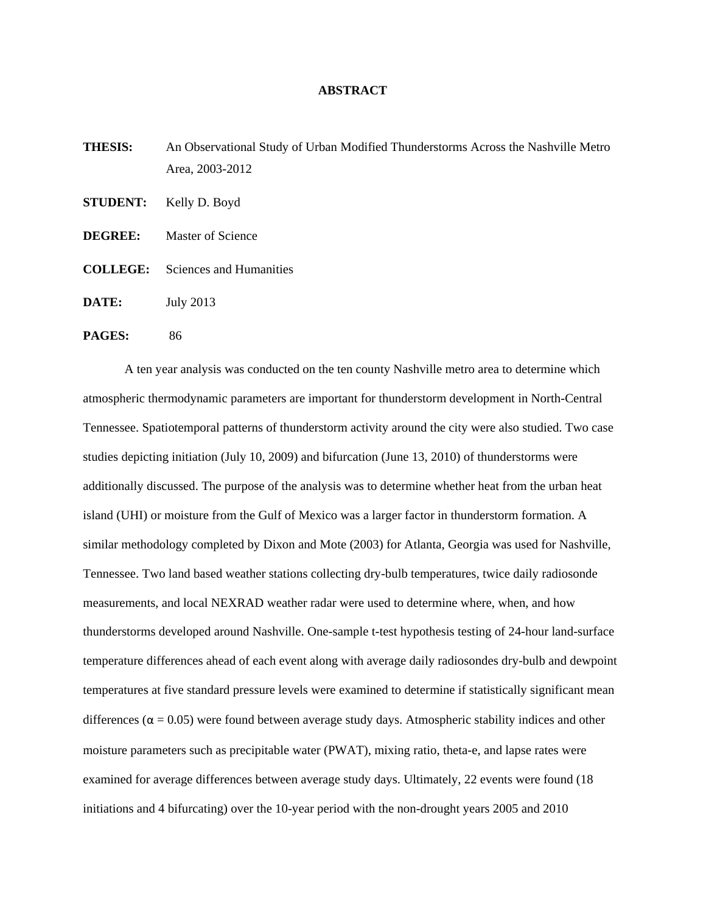# ABSTRACT

**THESIS:** An Observational Study of Urban Modified Thunderstorms Across the Nashville Metro Area, 2003-2012

**STUDENT:** Kelly D. Boyd

**DEGREE:** Master of Science

**COLLEGE:** Sciences and Humanities

**DATE:** July 2013

**PAGES:** 86

A ten year analysis was conducted on the ten county Nashville metro area to determine which atmospheric thermodynamic parameters are important for thunderstorm development in North-Central Tennessee. Spatiotemporal patterns of thunderstorm activity around the city were also studied. Two case studies depicting initiation (July 10, 2009) and bifurcation (June 13, 2010) of thunderstorms were additionally discussed. The purpose of the analysis was to determine whether heat from the urban heat island (UHI) or moisture from the Gulf of Mexico was a larger factor in thunderstorm formation. A similar methodology completed by Dixon and Mote (2003) for Atlanta, Georgia was used for Nashville, Tennessee. Two land based weather stations collecting dry-bulb temperatures, twice daily radiosonde measurements, and local NEXRAD weather radar were used to determine where, when, and how thunderstorms developed around Nashville. One-sample t-test hypothesis testing of 24-hour land-surface temperature differences ahead of each event along with average daily radiosondes dry-bulb and dewpoint temperatures at five standard pressure levels were examined to determine if statistically significant mean differences ($\alpha = 0.05$) were found between average study days. Atmospheric stability indices and other moisture parameters such as precipitable water (PWAT), mixing ratio, theta-e, and lapse rates were examined for average differences between average study days. Ultimately, 22 events were found (18 initiations and 4 bifurcating) over the 10-year period with the non-drought years 2005 and 2010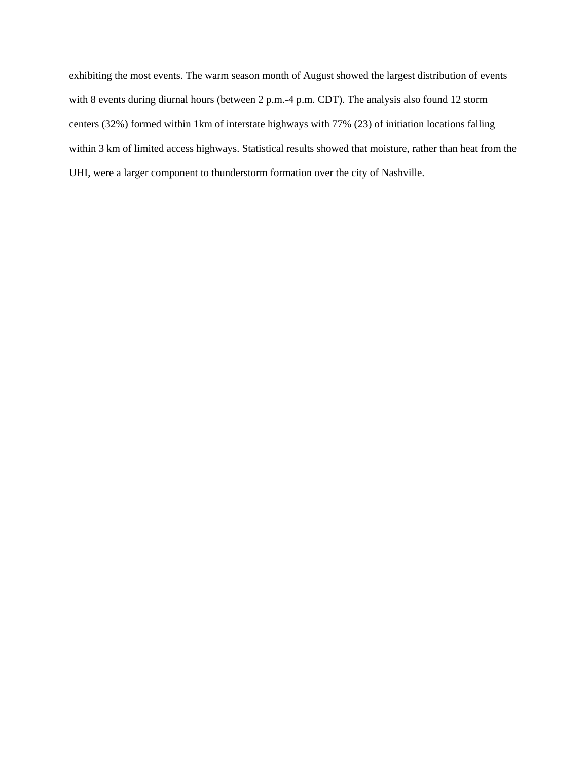exhibiting the most events. The warm season month of August showed the largest distribution of events with 8 events during diurnal hours (between 2 p.m.-4 p.m. CDT). The analysis also found 12 storm centers (32%) formed within 1km of interstate highways with 77% (23) of initiation locations falling within 3 km of limited access highways. Statistical results showed that moisture, rather than heat from the UHI, were a larger component to thunderstorm formation over the city of Nashville.